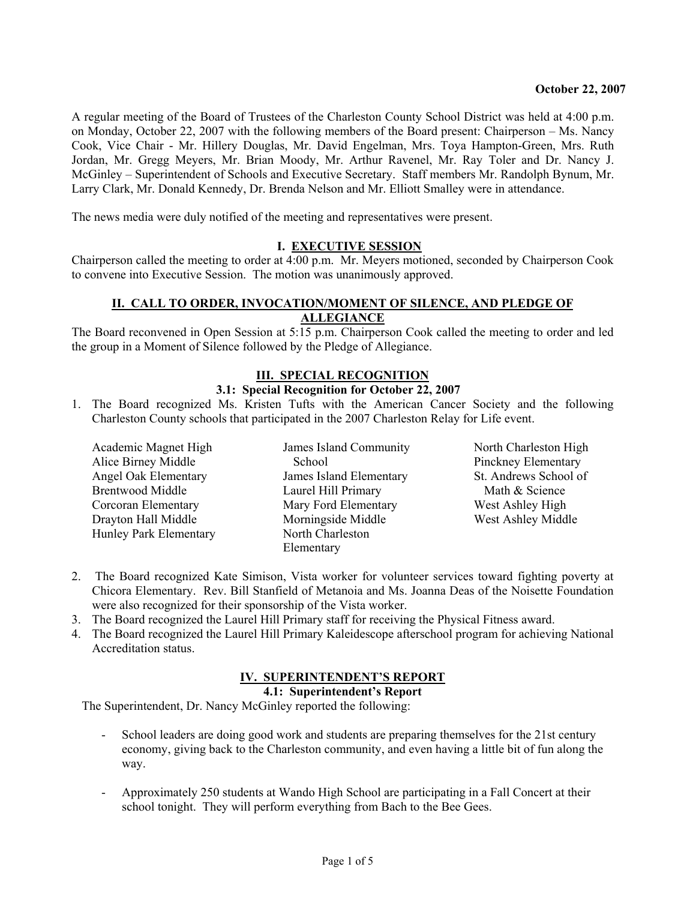**October 22, 2007**

A regular meeting of the Board of Trustees of the Charleston County School District was held at 4:00 p.m. on Monday, October 22, 2007 with the following members of the Board present: Chairperson – Ms. Nancy Cook, Vice Chair - Mr. Hillery Douglas, Mr. David Engelman, Mrs. Toya Hampton-Green, Mrs. Ruth Jordan, Mr. Gregg Meyers, Mr. Brian Moody, Mr. Arthur Ravenel, Mr. Ray Toler and Dr. Nancy J. McGinley – Superintendent of Schools and Executive Secretary. Staff members Mr. Randolph Bynum, Mr. Larry Clark, Mr. Donald Kennedy, Dr. Brenda Nelson and Mr. Elliott Smalley were in attendance.

The news media were duly notified of the meeting and representatives were present.

## I. EXECUTIVE SESSION

Chairperson called the meeting to order at 4:00 p.m. Mr. Meyers motioned, seconded by Chairperson Cook to convene into Executive Session. The motion was unanimously approved.

## II. CALL TO ORDER, INVOCATION/MOMENT OF SILENCE, AND PLEDGE OF ALLEGIANCE

The Board reconvened in Open Session at 5:15 p.m. Chairperson Cook called the meeting to order and led the group in a Moment of Silence followed by the Pledge of Allegiance.

## III. SPECIAL RECOGNITION

### 3.1: Special Recognition for October 22, 2007

1. The Board recognized Ms. Kristen Tufts with the American Cancer Society and the following Charleston County schools that participated in the 2007 Charleston Relay for Life event.

   - Academic Magnet High
   - Alice Birney Middle
   - Angel Oak Elementary
   - Brentwood Middle
   - Corcoran Elementary
   - Drayton Hall Middle
   - Hunley Park Elementary
   - James Island Community School
   - James Island Elementary
   - Laurel Hill Primary
   - Mary Ford Elementary
   - Morningside Middle
   - North Charleston Elementary
   - North Charleston High
   - Pinckney Elementary
   - St. Andrews School of Math & Science
   - West Ashley High
   - West Ashley Middle

2. The Board recognized Kate Simison, Vista worker for volunteer services toward fighting poverty at Chicora Elementary. Rev. Bill Stanfield of Metanoia and Ms. Joanna Deas of the Noisette Foundation were also recognized for their sponsorship of the Vista worker.
3. The Board recognized the Laurel Hill Primary staff for receiving the Physical Fitness award.
4. The Board recognized the Laurel Hill Primary Kaleidescope afterschool program for achieving National Accreditation status.

## IV. SUPERINTENDENT'S REPORT

### 4.1: Superintendent's Report

The Superintendent, Dr. Nancy McGinley reported the following:

- School leaders are doing good work and students are preparing themselves for the 21st century economy, giving back to the Charleston community, and even having a little bit of fun along the way.

- Approximately 250 students at Wando High School are participating in a Fall Concert at their school tonight. They will perform everything from Bach to the Bee Gees.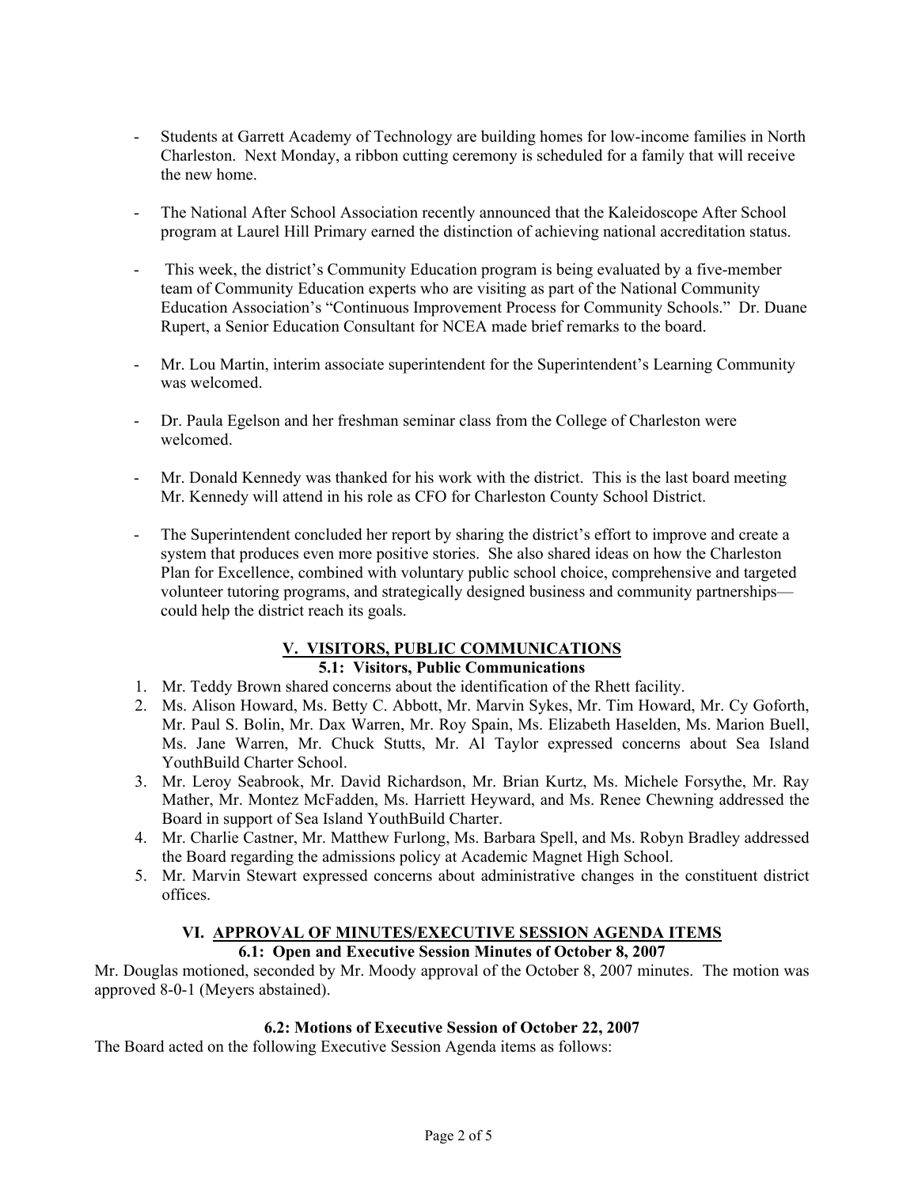- Students at Garrett Academy of Technology are building homes for low-income families in North Charleston. Next Monday, a ribbon cutting ceremony is scheduled for a family that will receive the new home.

- The National After School Association recently announced that the Kaleidoscope After School program at Laurel Hill Primary earned the distinction of achieving national accreditation status.

- This week, the district's Community Education program is being evaluated by a five-member team of Community Education experts who are visiting as part of the National Community Education Association's "Continuous Improvement Process for Community Schools." Dr. Duane Rupert, a Senior Education Consultant for NCEA made brief remarks to the board.

- Mr. Lou Martin, interim associate superintendent for the Superintendent's Learning Community was welcomed.

- Dr. Paula Egelson and her freshman seminar class from the College of Charleston were welcomed.

- Mr. Donald Kennedy was thanked for his work with the district. This is the last board meeting Mr. Kennedy will attend in his role as CFO for Charleston County School District.

- The Superintendent concluded her report by sharing the district's effort to improve and create a system that produces even more positive stories. She also shared ideas on how the Charleston Plan for Excellence, combined with voluntary public school choice, comprehensive and targeted volunteer tutoring programs, and strategically designed business and community partnerships—could help the district reach its goals.

## V. VISITORS, PUBLIC COMMUNICATIONS

### 5.1: Visitors, Public Communications

1. Mr. Teddy Brown shared concerns about the identification of the Rhett facility.
2. Ms. Alison Howard, Ms. Betty C. Abbott, Mr. Marvin Sykes, Mr. Tim Howard, Mr. Cy Goforth, Mr. Paul S. Bolin, Mr. Dax Warren, Mr. Roy Spain, Ms. Elizabeth Haselden, Ms. Marion Buell, Ms. Jane Warren, Mr. Chuck Stutts, Mr. Al Taylor expressed concerns about Sea Island YouthBuild Charter School.
3. Mr. Leroy Seabrook, Mr. David Richardson, Mr. Brian Kurtz, Ms. Michele Forsythe, Mr. Ray Mather, Mr. Montez McFadden, Ms. Harriett Heyward, and Ms. Renee Chewning addressed the Board in support of Sea Island YouthBuild Charter.
4. Mr. Charlie Castner, Mr. Matthew Furlong, Ms. Barbara Spell, and Ms. Robyn Bradley addressed the Board regarding the admissions policy at Academic Magnet High School.
5. Mr. Marvin Stewart expressed concerns about administrative changes in the constituent district offices.

## VI. APPROVAL OF MINUTES/EXECUTIVE SESSION AGENDA ITEMS

### 6.1: Open and Executive Session Minutes of October 8, 2007

Mr. Douglas motioned, seconded by Mr. Moody approval of the October 8, 2007 minutes. The motion was approved 8-0-1 (Meyers abstained).

### 6.2: Motions of Executive Session of October 22, 2007

The Board acted on the following Executive Session Agenda items as follows: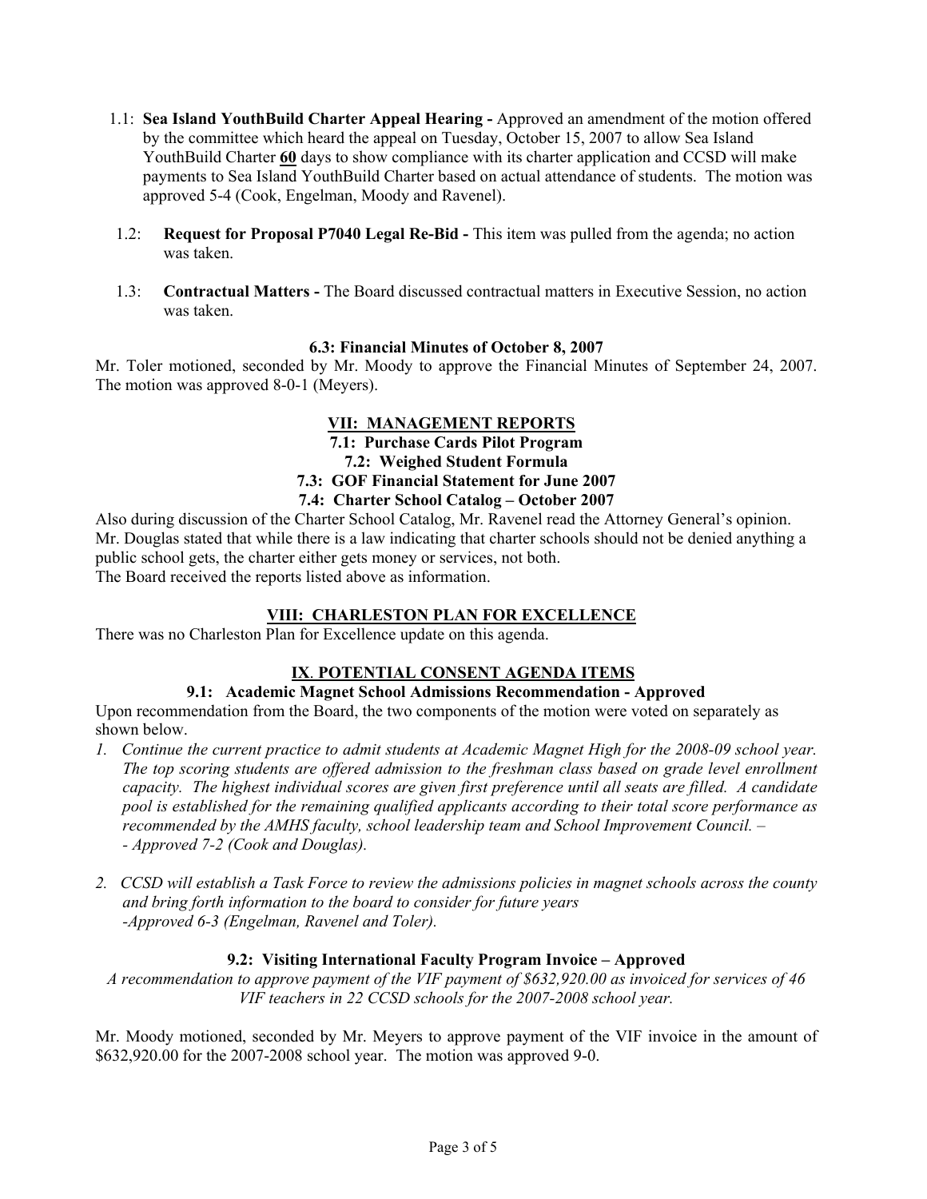1.1: **Sea Island YouthBuild Charter Appeal Hearing -** Approved an amendment of the motion offered by the committee which heard the appeal on Tuesday, October 15, 2007 to allow Sea Island YouthBuild Charter **60** days to show compliance with its charter application and CCSD will make payments to Sea Island YouthBuild Charter based on actual attendance of students. The motion was approved 5-4 (Cook, Engelman, Moody and Ravenel).

1.2: **Request for Proposal P7040 Legal Re-Bid -** This item was pulled from the agenda; no action was taken.

1.3: **Contractual Matters -** The Board discussed contractual matters in Executive Session, no action was taken.

**6.3: Financial Minutes of October 8, 2007**

Mr. Toler motioned, seconded by Mr. Moody to approve the Financial Minutes of September 24, 2007. The motion was approved 8-0-1 (Meyers).

## VII: MANAGEMENT REPORTS

**7.1: Purchase Cards Pilot Program**

**7.2: Weighed Student Formula**

**7.3: GOF Financial Statement for June 2007**

**7.4: Charter School Catalog – October 2007**

Also during discussion of the Charter School Catalog, Mr. Ravenel read the Attorney General's opinion. Mr. Douglas stated that while there is a law indicating that charter schools should not be denied anything a public school gets, the charter either gets money or services, not both.
The Board received the reports listed above as information.

## VIII: CHARLESTON PLAN FOR EXCELLENCE

There was no Charleston Plan for Excellence update on this agenda.

## IX. POTENTIAL CONSENT AGENDA ITEMS

**9.1: Academic Magnet School Admissions Recommendation - Approved**

Upon recommendation from the Board, the two components of the motion were voted on separately as shown below.

1. *Continue the current practice to admit students at Academic Magnet High for the 2008-09 school year. The top scoring students are offered admission to the freshman class based on grade level enrollment capacity. The highest individual scores are given first preference until all seats are filled. A candidate pool is established for the remaining qualified applicants according to their total score performance as recommended by the AMHS faculty, school leadership team and School Improvement Council. –*
   *- Approved 7-2 (Cook and Douglas).*

2. *CCSD will establish a Task Force to review the admissions policies in magnet schools across the county and bring forth information to the board to consider for future years*
   *-Approved 6-3 (Engelman, Ravenel and Toler).*

**9.2: Visiting International Faculty Program Invoice – Approved**

*A recommendation to approve payment of the VIF payment of $632,920.00 as invoiced for services of 46 VIF teachers in 22 CCSD schools for the 2007-2008 school year.*

Mr. Moody motioned, seconded by Mr. Meyers to approve payment of the VIF invoice in the amount of $632,920.00 for the 2007-2008 school year. The motion was approved 9-0.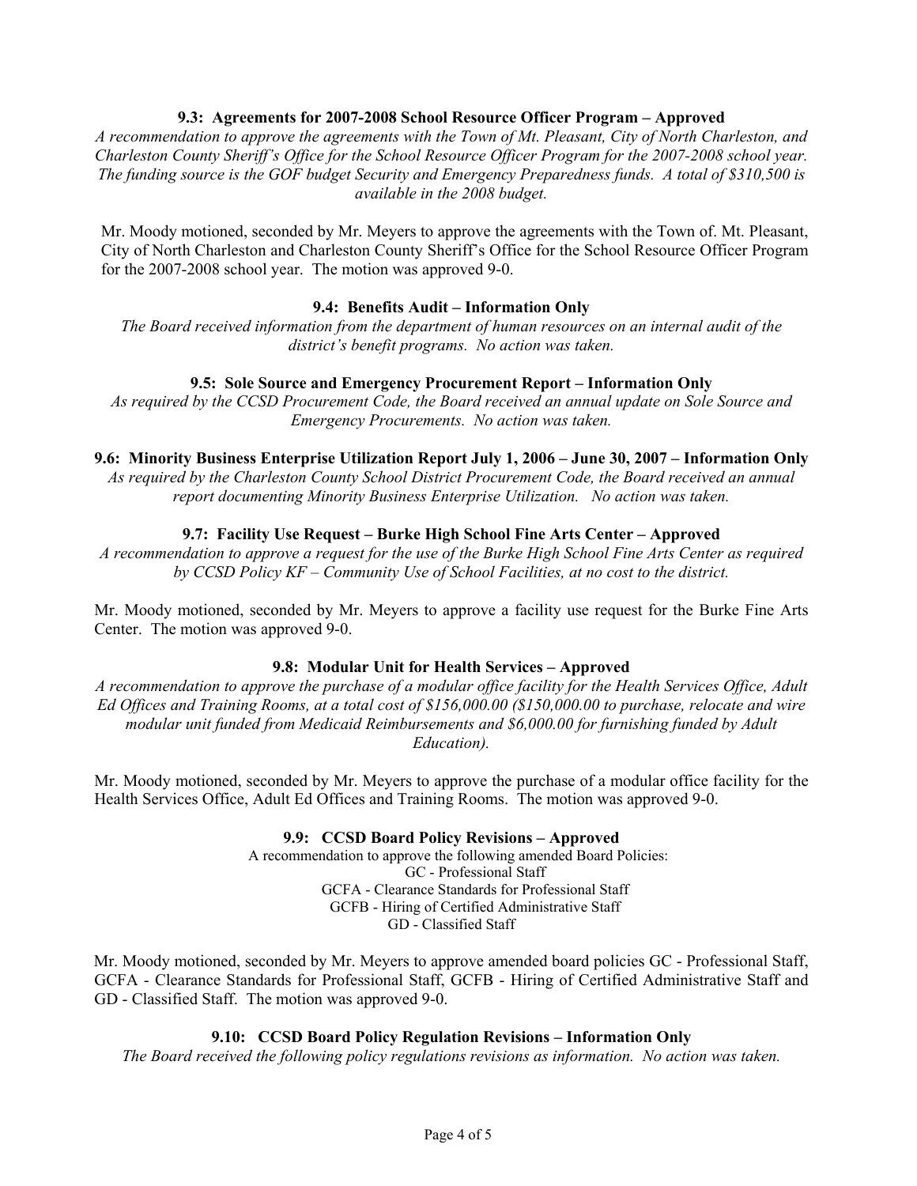**9.3: Agreements for 2007-2008 School Resource Officer Program – Approved**

*A recommendation to approve the agreements with the Town of Mt. Pleasant, City of North Charleston, and Charleston County Sheriff's Office for the School Resource Officer Program for the 2007-2008 school year. The funding source is the GOF budget Security and Emergency Preparedness funds. A total of $310,500 is available in the 2008 budget.*

Mr. Moody motioned, seconded by Mr. Meyers to approve the agreements with the Town of. Mt. Pleasant, City of North Charleston and Charleston County Sheriff's Office for the School Resource Officer Program for the 2007-2008 school year. The motion was approved 9-0.

**9.4: Benefits Audit – Information Only**

*The Board received information from the department of human resources on an internal audit of the district's benefit programs. No action was taken.*

**9.5: Sole Source and Emergency Procurement Report – Information Only**

*As required by the CCSD Procurement Code, the Board received an annual update on Sole Source and Emergency Procurements. No action was taken.*

**9.6: Minority Business Enterprise Utilization Report July 1, 2006 – June 30, 2007 – Information Only**

*As required by the Charleston County School District Procurement Code, the Board received an annual report documenting Minority Business Enterprise Utilization. No action was taken.*

**9.7: Facility Use Request – Burke High School Fine Arts Center – Approved**

*A recommendation to approve a request for the use of the Burke High School Fine Arts Center as required by CCSD Policy KF – Community Use of School Facilities, at no cost to the district.*

Mr. Moody motioned, seconded by Mr. Meyers to approve a facility use request for the Burke Fine Arts Center. The motion was approved 9-0.

**9.8: Modular Unit for Health Services – Approved**

*A recommendation to approve the purchase of a modular office facility for the Health Services Office, Adult Ed Offices and Training Rooms, at a total cost of $156,000.00 ($150,000.00 to purchase, relocate and wire modular unit funded from Medicaid Reimbursements and $6,000.00 for furnishing funded by Adult Education).*

Mr. Moody motioned, seconded by Mr. Meyers to approve the purchase of a modular office facility for the Health Services Office, Adult Ed Offices and Training Rooms. The motion was approved 9-0.

**9.9: CCSD Board Policy Revisions – Approved**

A recommendation to approve the following amended Board Policies:

GC - Professional Staff
GCFA - Clearance Standards for Professional Staff
GCFB - Hiring of Certified Administrative Staff
GD - Classified Staff

Mr. Moody motioned, seconded by Mr. Meyers to approve amended board policies GC - Professional Staff, GCFA - Clearance Standards for Professional Staff, GCFB - Hiring of Certified Administrative Staff and GD - Classified Staff. The motion was approved 9-0.

**9.10: CCSD Board Policy Regulation Revisions – Information Only**

*The Board received the following policy regulations revisions as information. No action was taken.*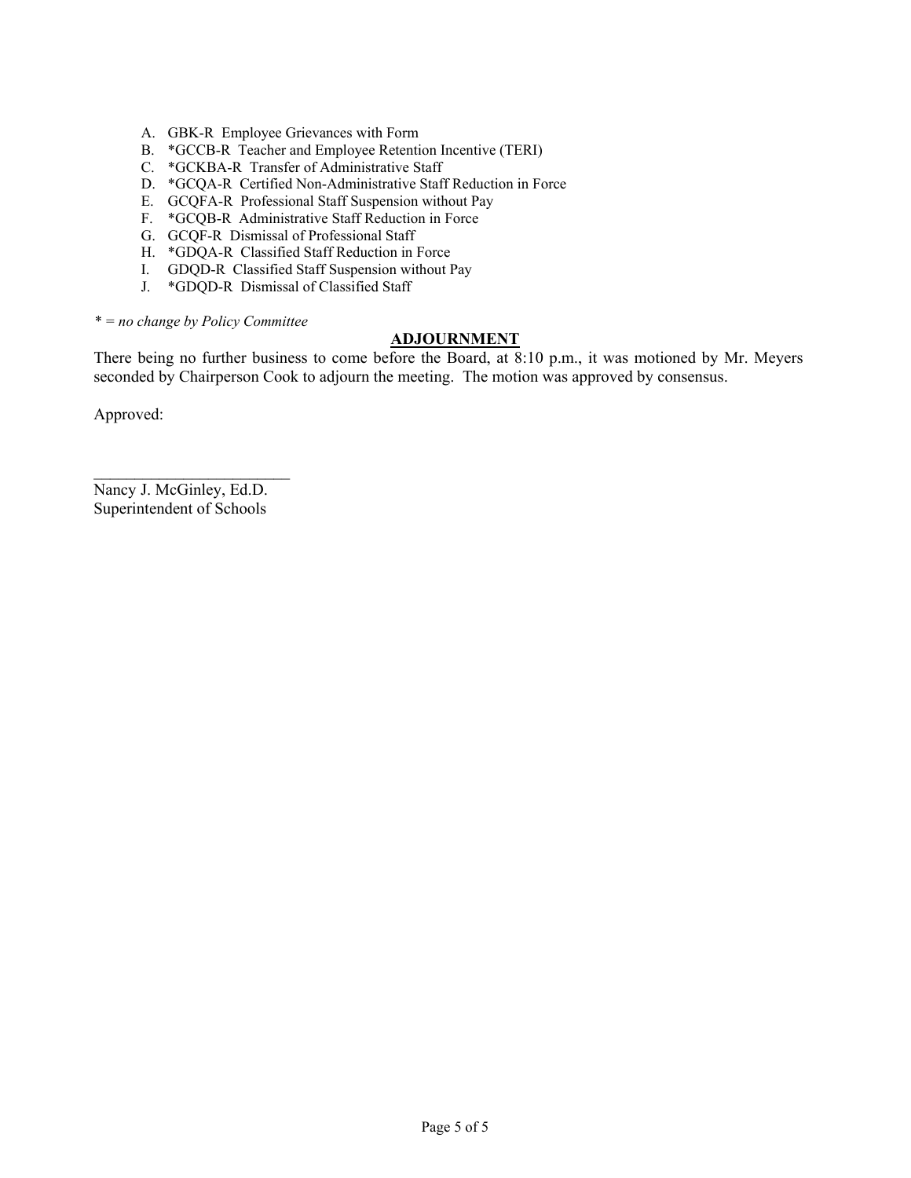A. GBK-R  Employee Grievances with Form
B. *GCCB-R  Teacher and Employee Retention Incentive (TERI)
C. *GCKBA-R  Transfer of Administrative Staff
D. *GCQA-R  Certified Non-Administrative Staff Reduction in Force
E. GCQFA-R  Professional Staff Suspension without Pay
F. *GCQB-R  Administrative Staff Reduction in Force
G. GCQF-R  Dismissal of Professional Staff
H. *GDQA-R  Classified Staff Reduction in Force
I. GDQD-R  Classified Staff Suspension without Pay
J. *GDQD-R  Dismissal of Classified Staff

*\* = no change by Policy Committee*

## ADJOURNMENT

There being no further business to come before the Board, at 8:10 p.m., it was motioned by Mr. Meyers seconded by Chairperson Cook to adjourn the meeting. The motion was approved by consensus.

Approved:

_________________________
Nancy J. McGinley, Ed.D.
Superintendent of Schools